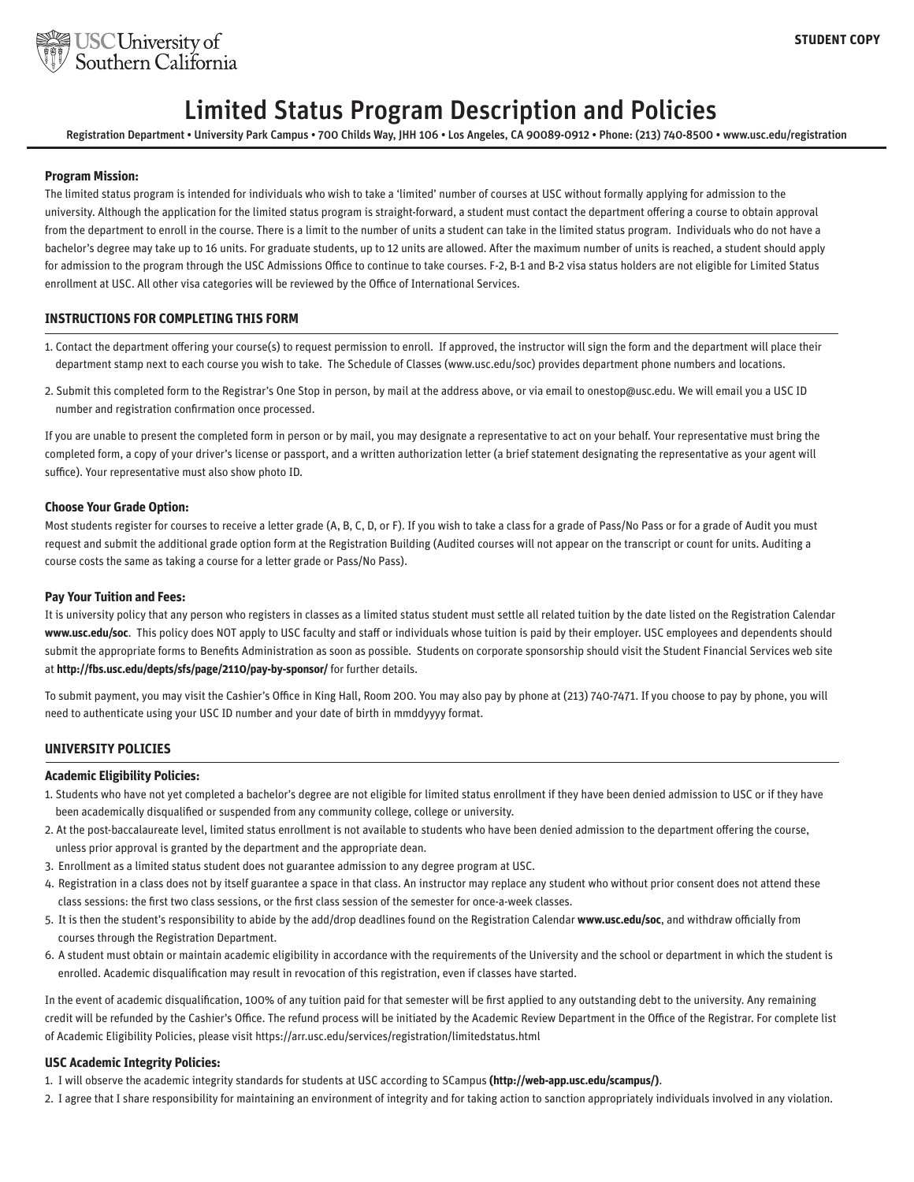STUDENT COPY

USC University of Southern California

# Limited Status Program Description and Policies

Registration Department • University Park Campus • 700 Childs Way, JHH 106 • Los Angeles, CA 90089-0912 • Phone: (213) 740-8500 • www.usc.edu/registration

**Program Mission:**

The limited status program is intended for individuals who wish to take a 'limited' number of courses at USC without formally applying for admission to the university. Although the application for the limited status program is straight-forward, a student must contact the department offering a course to obtain approval from the department to enroll in the course. There is a limit to the number of units a student can take in the limited status program. Individuals who do not have a bachelor's degree may take up to 16 units. For graduate students, up to 12 units are allowed. After the maximum number of units is reached, a student should apply for admission to the program through the USC Admissions Office to continue to take courses. F-2, B-1 and B-2 visa status holders are not eligible for Limited Status enrollment at USC. All other visa categories will be reviewed by the Office of International Services.

## INSTRUCTIONS FOR COMPLETING THIS FORM

1. Contact the department offering your course(s) to request permission to enroll. If approved, the instructor will sign the form and the department will place their department stamp next to each course you wish to take. The Schedule of Classes (www.usc.edu/soc) provides department phone numbers and locations.
2. Submit this completed form to the Registrar's One Stop in person, by mail at the address above, or via email to onestop@usc.edu. We will email you a USC ID number and registration confirmation once processed.

If you are unable to present the completed form in person or by mail, you may designate a representative to act on your behalf. Your representative must bring the completed form, a copy of your driver's license or passport, and a written authorization letter (a brief statement designating the representative as your agent will suffice). Your representative must also show photo ID.

**Choose Your Grade Option:**

Most students register for courses to receive a letter grade (A, B, C, D, or F). If you wish to take a class for a grade of Pass/No Pass or for a grade of Audit you must request and submit the additional grade option form at the Registration Building (Audited courses will not appear on the transcript or count for units. Auditing a course costs the same as taking a course for a letter grade or Pass/No Pass).

**Pay Your Tuition and Fees:**

It is university policy that any person who registers in classes as a limited status student must settle all related tuition by the date listed on the Registration Calendar **www.usc.edu/soc**. This policy does NOT apply to USC faculty and staff or individuals whose tuition is paid by their employer. USC employees and dependents should submit the appropriate forms to Benefits Administration as soon as possible. Students on corporate sponsorship should visit the Student Financial Services web site at **http://fbs.usc.edu/depts/sfs/page/2110/pay-by-sponsor/** for further details.

To submit payment, you may visit the Cashier's Office in King Hall, Room 200. You may also pay by phone at (213) 740-7471. If you choose to pay by phone, you will need to authenticate using your USC ID number and your date of birth in mmddyyyy format.

## UNIVERSITY POLICIES

**Academic Eligibility Policies:**

1. Students who have not yet completed a bachelor's degree are not eligible for limited status enrollment if they have been denied admission to USC or if they have been academically disqualified or suspended from any community college, college or university.
2. At the post-baccalaureate level, limited status enrollment is not available to students who have been denied admission to the department offering the course, unless prior approval is granted by the department and the appropriate dean.
3. Enrollment as a limited status student does not guarantee admission to any degree program at USC.
4. Registration in a class does not by itself guarantee a space in that class. An instructor may replace any student who without prior consent does not attend these class sessions: the first two class sessions, or the first class session of the semester for once-a-week classes.
5. It is then the student's responsibility to abide by the add/drop deadlines found on the Registration Calendar **www.usc.edu/soc**, and withdraw officially from courses through the Registration Department.
6. A student must obtain or maintain academic eligibility in accordance with the requirements of the University and the school or department in which the student is enrolled. Academic disqualification may result in revocation of this registration, even if classes have started.

In the event of academic disqualification, 100% of any tuition paid for that semester will be first applied to any outstanding debt to the university. Any remaining credit will be refunded by the Cashier's Office. The refund process will be initiated by the Academic Review Department in the Office of the Registrar. For complete list of Academic Eligibility Policies, please visit https://arr.usc.edu/services/registration/limitedstatus.html

**USC Academic Integrity Policies:**

1. I will observe the academic integrity standards for students at USC according to SCampus **(http://web-app.usc.edu/scampus/)**.
2. I agree that I share responsibility for maintaining an environment of integrity and for taking action to sanction appropriately individuals involved in any violation.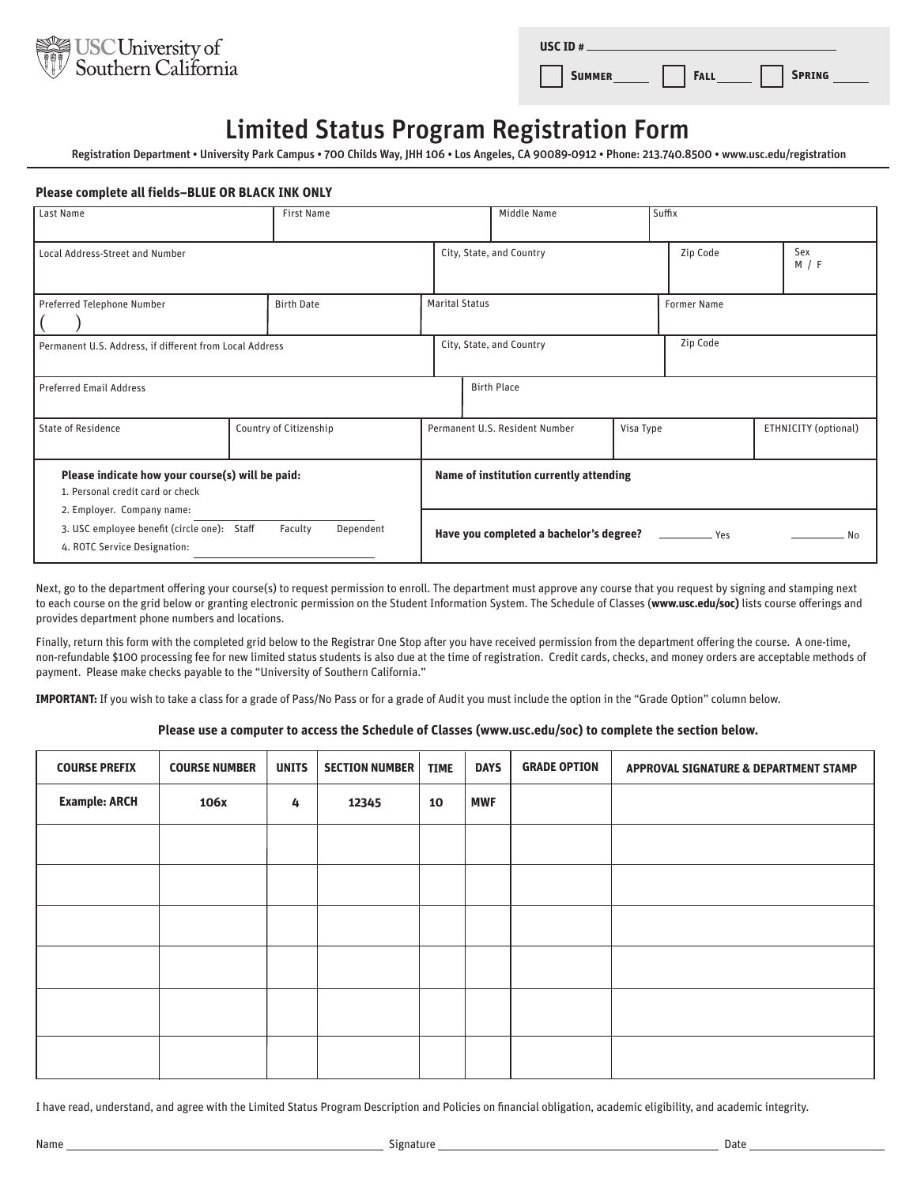USC University of Southern California

USC ID # ____________

☐ Summer ____ ☐ Fall ____ ☐ Spring ____

# Limited Status Program Registration Form

Registration Department • University Park Campus • 700 Childs Way, JHH 106 • Los Angeles, CA 90089-0912 • Phone: 213.740.8500 • www.usc.edu/registration

**Please complete all fields–BLUE OR BLACK INK ONLY**

| Last Name | First Name | Middle Name | Suffix |
|---|---|---|---|
| | | | |

| Local Address-Street and Number | City, State, and Country | Zip Code | Sex M / F |
|---|---|---|---|
| | | | |

| Preferred Telephone Number ( ) | Birth Date | Marital Status | Former Name |
|---|---|---|---|
| | | | |

| Permanent U.S. Address, if different from Local Address | City, State, and Country | Zip Code |
|---|---|---|
| | | |

| Preferred Email Address | Birth Place |
|---|---|
| | |

| State of Residence | Country of Citizenship | Permanent U.S. Resident Number | Visa Type | ETHNICITY (optional) |
|---|---|---|---|---|
| | | | | |

**Please indicate how your course(s) will be paid:**

1. Personal credit card or check
2. Employer. Company name:
3. USC employee benefit (circle one): Staff Faculty Dependent
4. ROTC Service Designation: ____________

**Name of institution currently attending**

**Have you completed a bachelor's degree?** ______ Yes ______ No

Next, go to the department offering your course(s) to request permission to enroll. The department must approve any course that you request by signing and stamping next to each course on the grid below or granting electronic permission on the Student Information System. The Schedule of Classes (**www.usc.edu/soc)** lists course offerings and provides department phone numbers and locations.

Finally, return this form with the completed grid below to the Registrar One Stop after you have received permission from the department offering the course. A one-time, non-refundable $100 processing fee for new limited status students is also due at the time of registration. Credit cards, checks, and money orders are acceptable methods of payment. Please make checks payable to the "University of Southern California."

**IMPORTANT:** If you wish to take a class for a grade of Pass/No Pass or for a grade of Audit you must include the option in the "Grade Option" column below.

**Please use a computer to access the Schedule of Classes (www.usc.edu/soc) to complete the section below.**

| COURSE PREFIX | COURSE NUMBER | UNITS | SECTION NUMBER | TIME | DAYS | GRADE OPTION | APPROVAL SIGNATURE & DEPARTMENT STAMP |
|---|---|---|---|---|---|---|---|
| **Example: ARCH** | **106x** | **4** | **12345** | **10** | **MWF** | | |
| | | | | | | | |
| | | | | | | | |
| | | | | | | | |
| | | | | | | | |
| | | | | | | | |
| | | | | | | | |

I have read, understand, and agree with the Limited Status Program Description and Policies on financial obligation, academic eligibility, and academic integrity.

Name ____________________ Signature ____________________ Date ____________